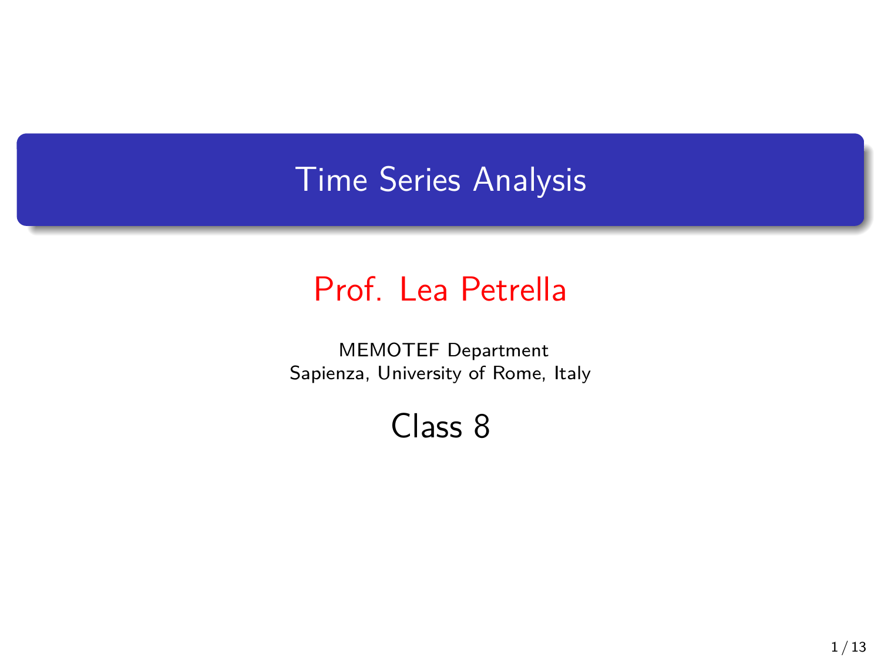# Time Series Analysis

## Prof. Lea Petrella

MEMOTEF Department
Sapienza, University of Rome, Italy

### Class 8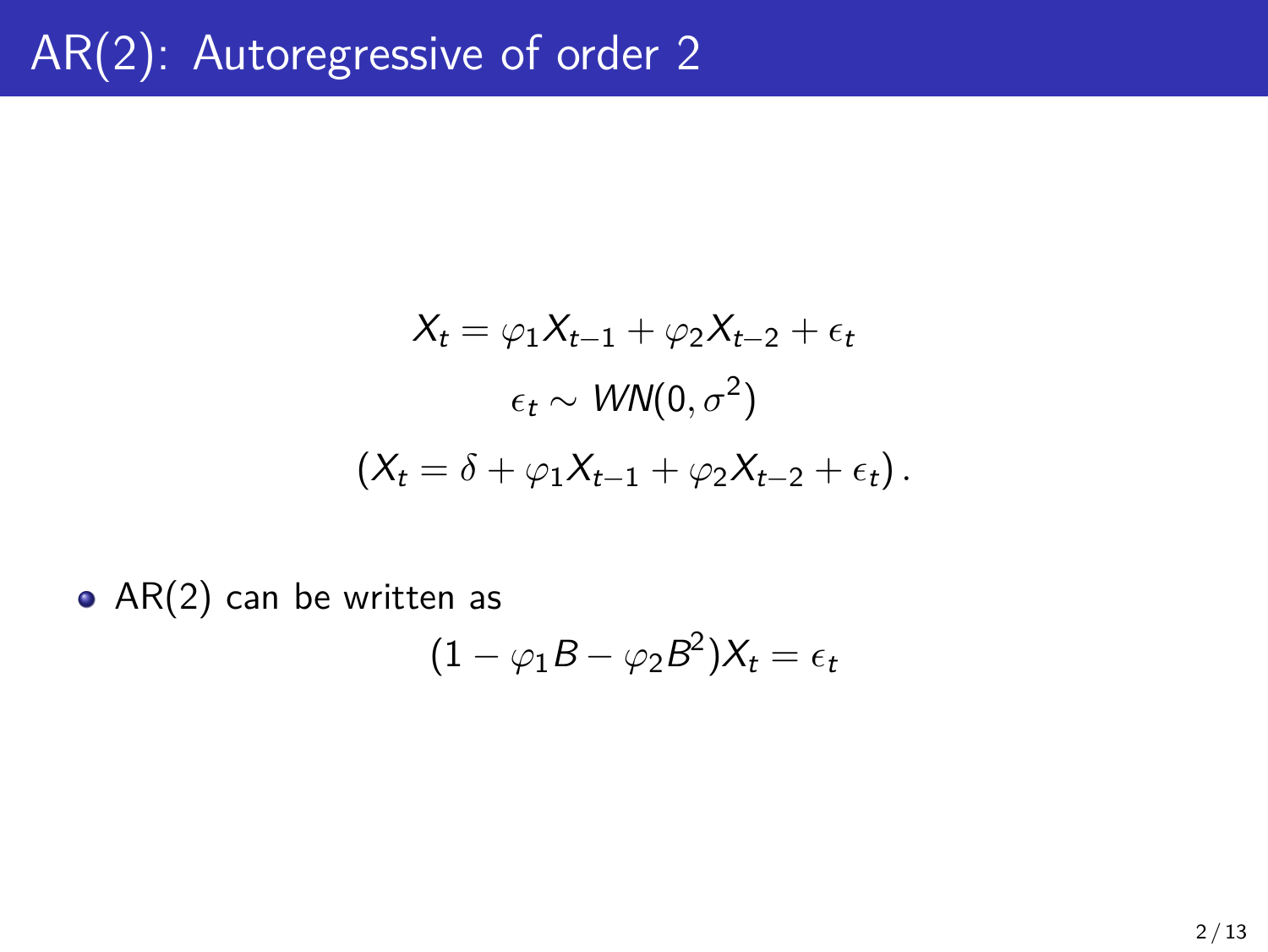# AR(2): Autoregressive of order 2

$$X_t = \varphi_1 X_{t-1} + \varphi_2 X_{t-2} + \epsilon_t$$

$$\epsilon_t \sim WN(0, \sigma^2)$$

$$\left(X_t = \delta + \varphi_1 X_{t-1} + \varphi_2 X_{t-2} + \epsilon_t\right).$$

- AR(2) can be written as

$$(1 - \varphi_1 B - \varphi_2 B^2) X_t = \epsilon_t$$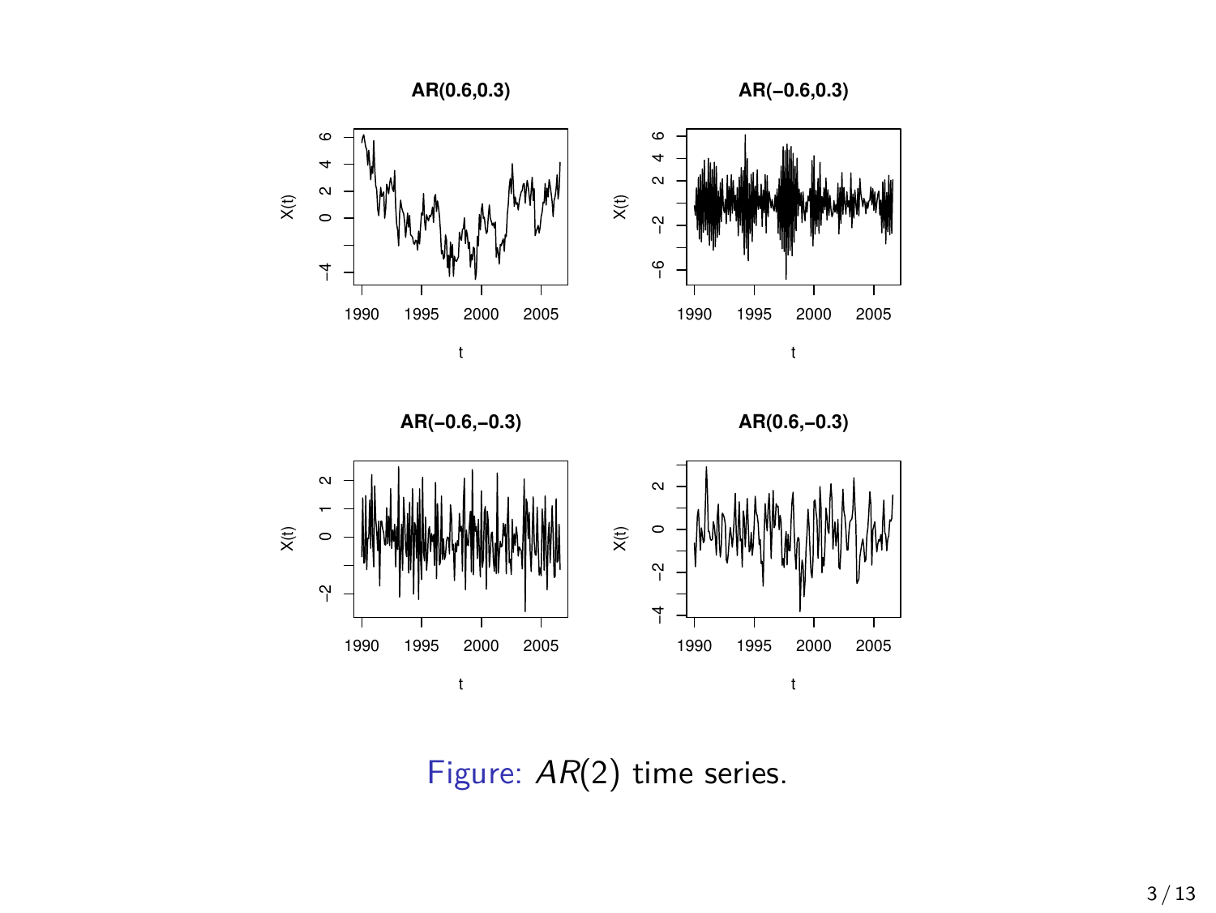Figure: $AR(2)$ time series.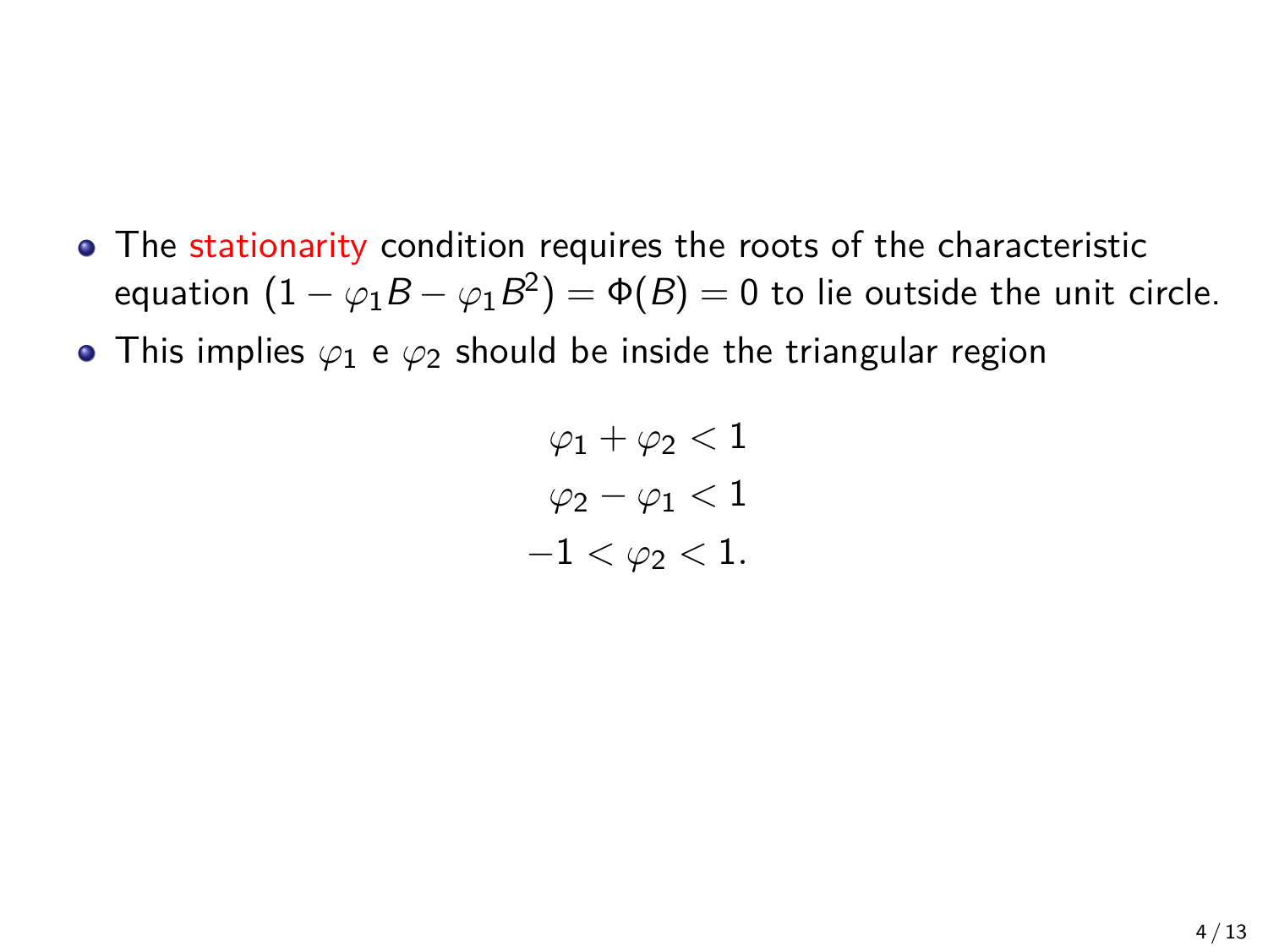- The stationarity condition requires the roots of the characteristic equation $(1 - \varphi_1 B - \varphi_1 B^2) = \Phi(B) = 0$ to lie outside the unit circle.
- This implies $\varphi_1$ e $\varphi_2$ should be inside the triangular region

$$
\begin{aligned}
\varphi_1 + \varphi_2 &< 1 \\
\varphi_2 - \varphi_1 &< 1 \\
-1 < \varphi_2 &< 1.
\end{aligned}
$$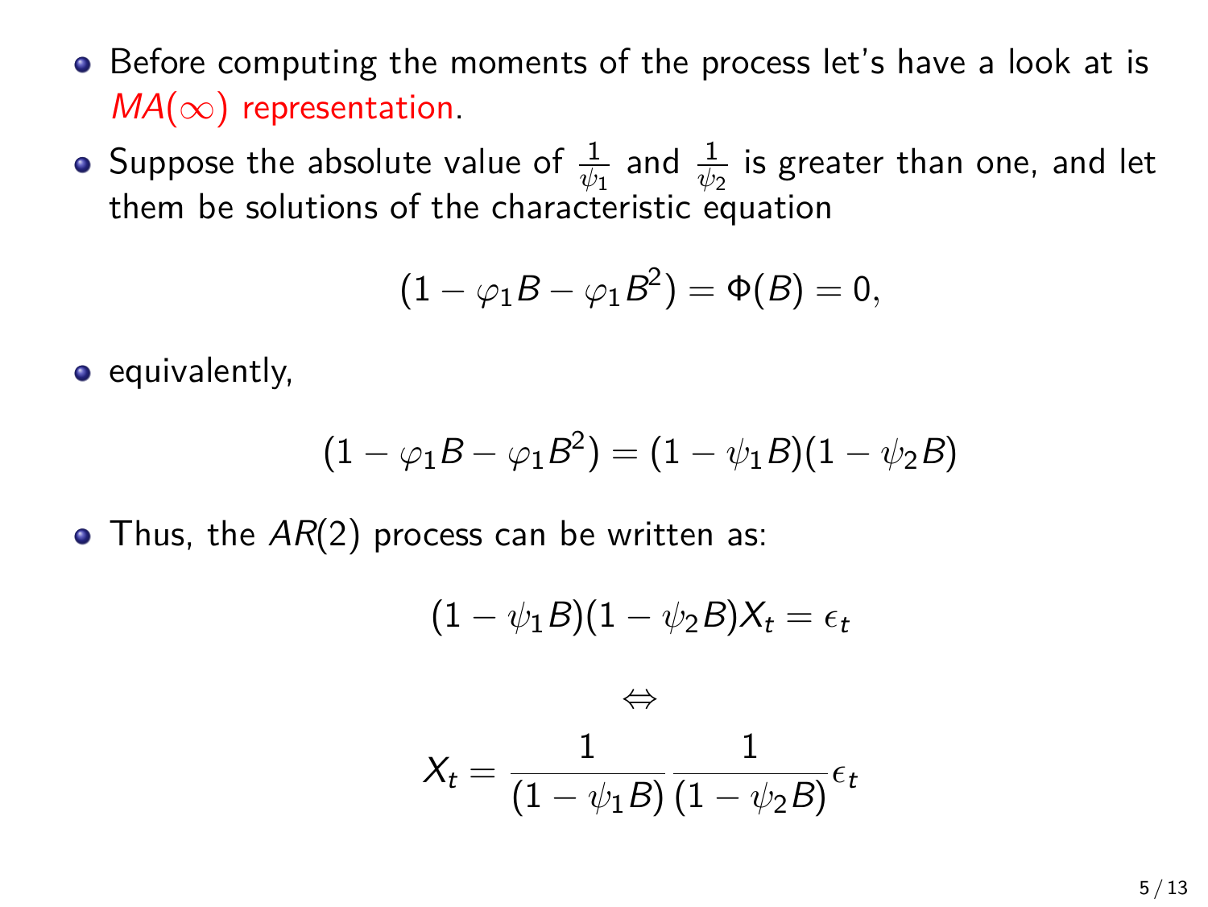- Before computing the moments of the process let's have a look at is $MA(\infty)$ representation.
- Suppose the absolute value of $\frac{1}{\psi_1}$ and $\frac{1}{\psi_2}$ is greater than one, and let them be solutions of the characteristic equation

$$(1 - \varphi_1 B - \varphi_1 B^2) = \Phi(B) = 0,$$

- equivalently,

$$(1 - \varphi_1 B - \varphi_1 B^2) = (1 - \psi_1 B)(1 - \psi_2 B)$$

- Thus, the $AR(2)$ process can be written as:

$$(1 - \psi_1 B)(1 - \psi_2 B) X_t = \epsilon_t$$

$$\Leftrightarrow$$

$$X_t = \frac{1}{(1 - \psi_1 B)} \frac{1}{(1 - \psi_2 B)} \epsilon_t$$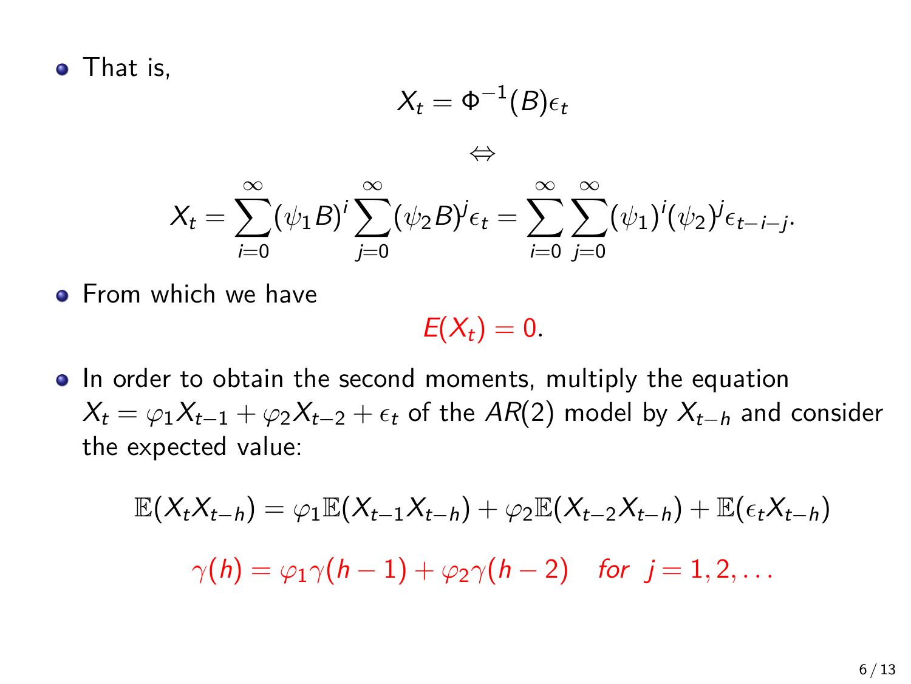- That is,

$$X_t = \Phi^{-1}(B)\epsilon_t$$

$$\Leftrightarrow$$

$$X_t = \sum_{i=0}^{\infty}(\psi_1 B)^i \sum_{j=0}^{\infty}(\psi_2 B)^j \epsilon_t = \sum_{i=0}^{\infty}\sum_{j=0}^{\infty}(\psi_1)^i(\psi_2)^j \epsilon_{t-i-j}.$$

- From which we have

$$E(X_t) = 0.$$

- In order to obtain the second moments, multiply the equation $X_t = \varphi_1 X_{t-1} + \varphi_2 X_{t-2} + \epsilon_t$ of the $AR(2)$ model by $X_{t-h}$ and consider the expected value:

$$\mathbb{E}(X_t X_{t-h}) = \varphi_1 \mathbb{E}(X_{t-1}X_{t-h}) + \varphi_2 \mathbb{E}(X_{t-2}X_{t-h}) + \mathbb{E}(\epsilon_t X_{t-h})$$

$$\gamma(h) = \varphi_1\gamma(h-1) + \varphi_2\gamma(h-2) \quad \textit{for} \;\; j = 1, 2, \ldots$$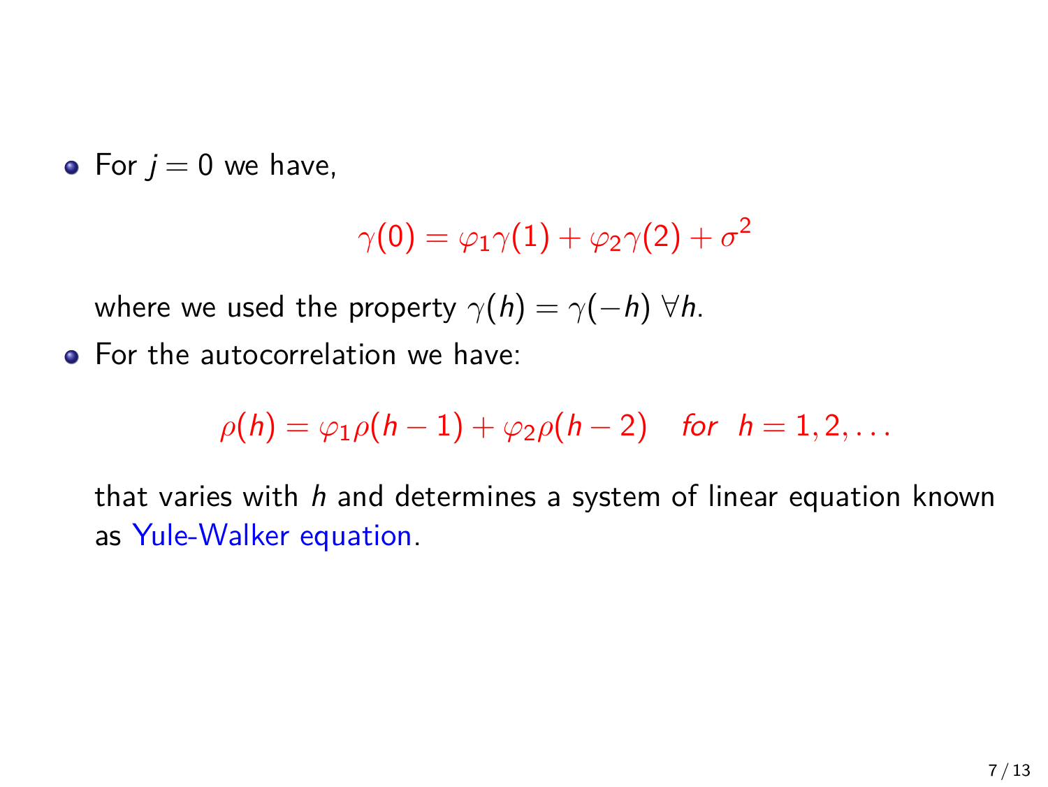- For $j = 0$ we have,

$$\gamma(0) = \varphi_1 \gamma(1) + \varphi_2 \gamma(2) + \sigma^2$$

  where we used the property $\gamma(h) = \gamma(-h) \; \forall h$.

- For the autocorrelation we have:

$$\rho(h) = \varphi_1 \rho(h-1) + \varphi_2 \rho(h-2) \quad \textit{for} \;\; h = 1, 2, \ldots$$

  that varies with $h$ and determines a system of linear equation known as Yule-Walker equation.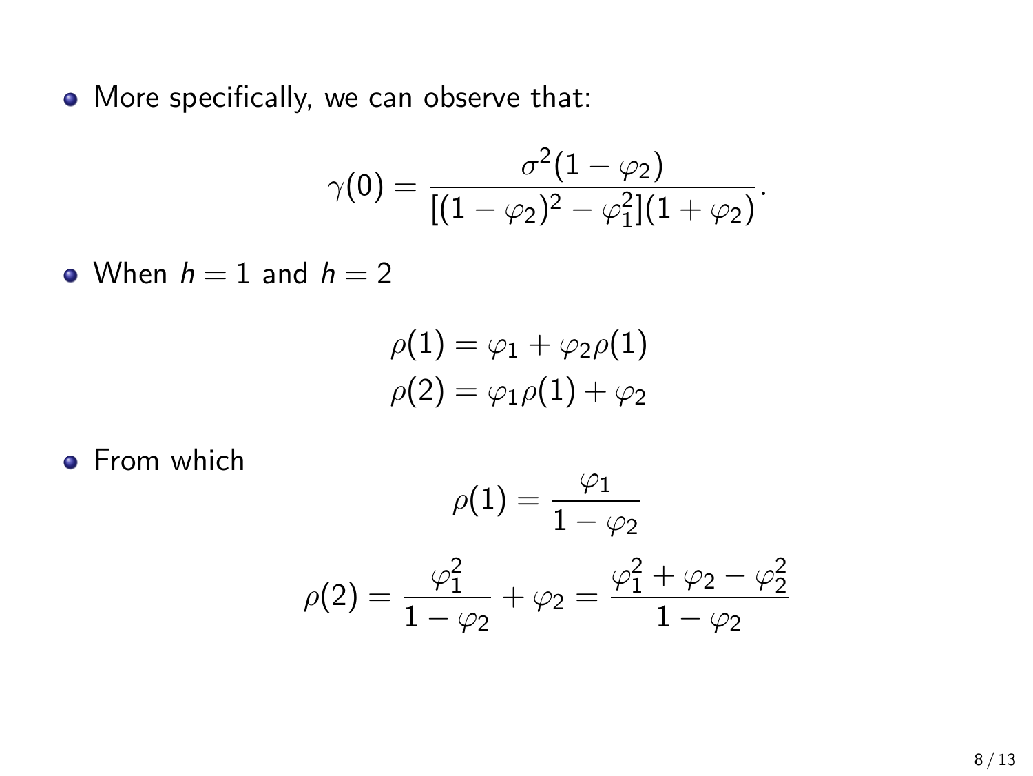- More specifically, we can observe that:

$$\gamma(0) = \frac{\sigma^2(1-\varphi_2)}{[(1-\varphi_2)^2 - \varphi_1^2](1+\varphi_2)}.$$

- When $h = 1$ and $h = 2$

$$\rho(1) = \varphi_1 + \varphi_2\rho(1)$$
$$\rho(2) = \varphi_1\rho(1) + \varphi_2$$

- From which

$$\rho(1) = \frac{\varphi_1}{1-\varphi_2}$$

$$\rho(2) = \frac{\varphi_1^2}{1-\varphi_2} + \varphi_2 = \frac{\varphi_1^2 + \varphi_2 - \varphi_2^2}{1-\varphi_2}$$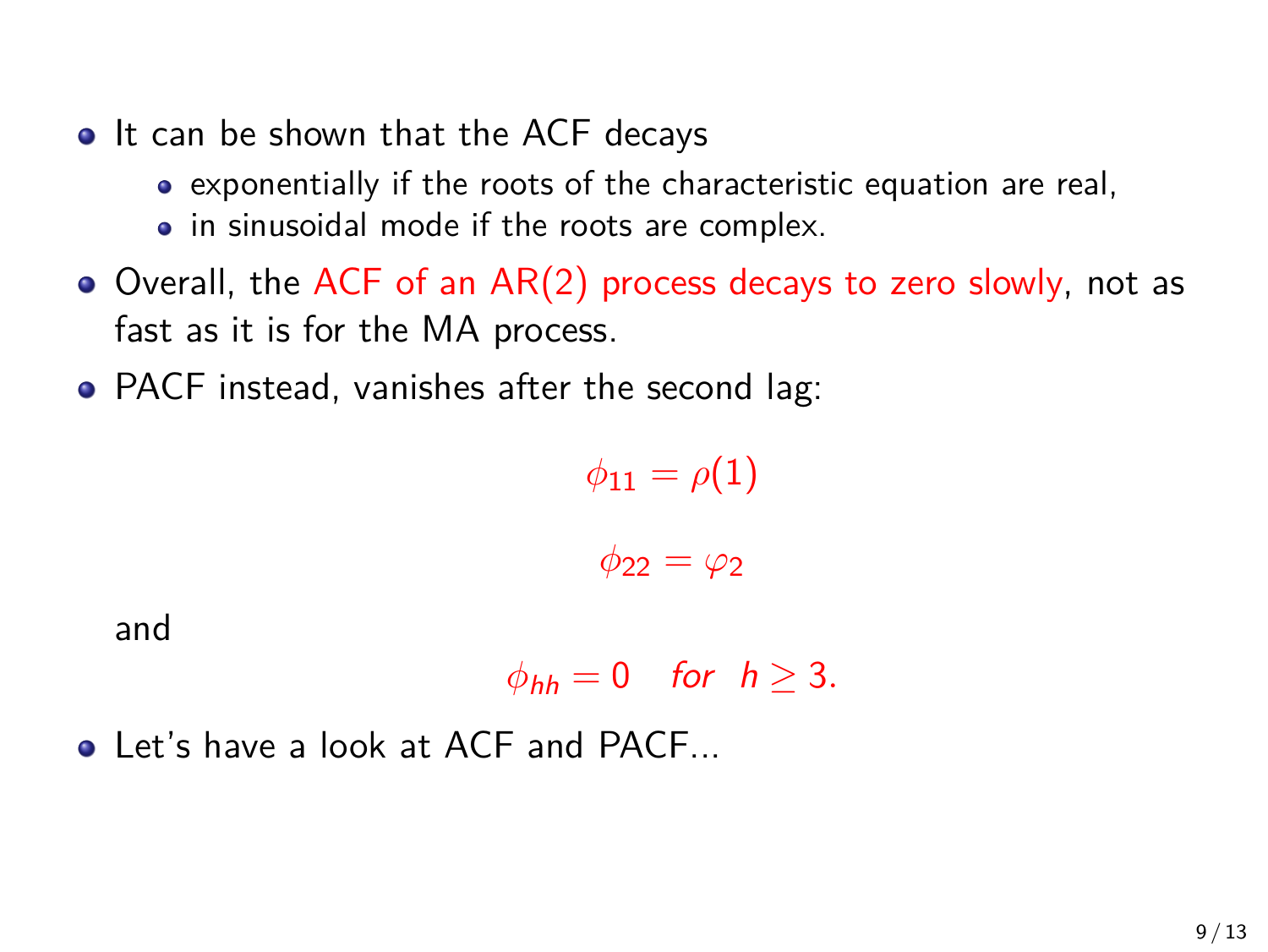- It can be shown that the ACF decays
  - exponentially if the roots of the characteristic equation are real,
  - in sinusoidal mode if the roots are complex.
- Overall, the ACF of an AR(2) process decays to zero slowly, not as fast as it is for the MA process.
- PACF instead, vanishes after the second lag:

$$\phi_{11} = \rho(1)$$

$$\phi_{22} = \varphi_2$$

  and

$$\phi_{hh} = 0 \quad \textit{for} \quad h \geq 3.$$

- Let's have a look at ACF and PACF...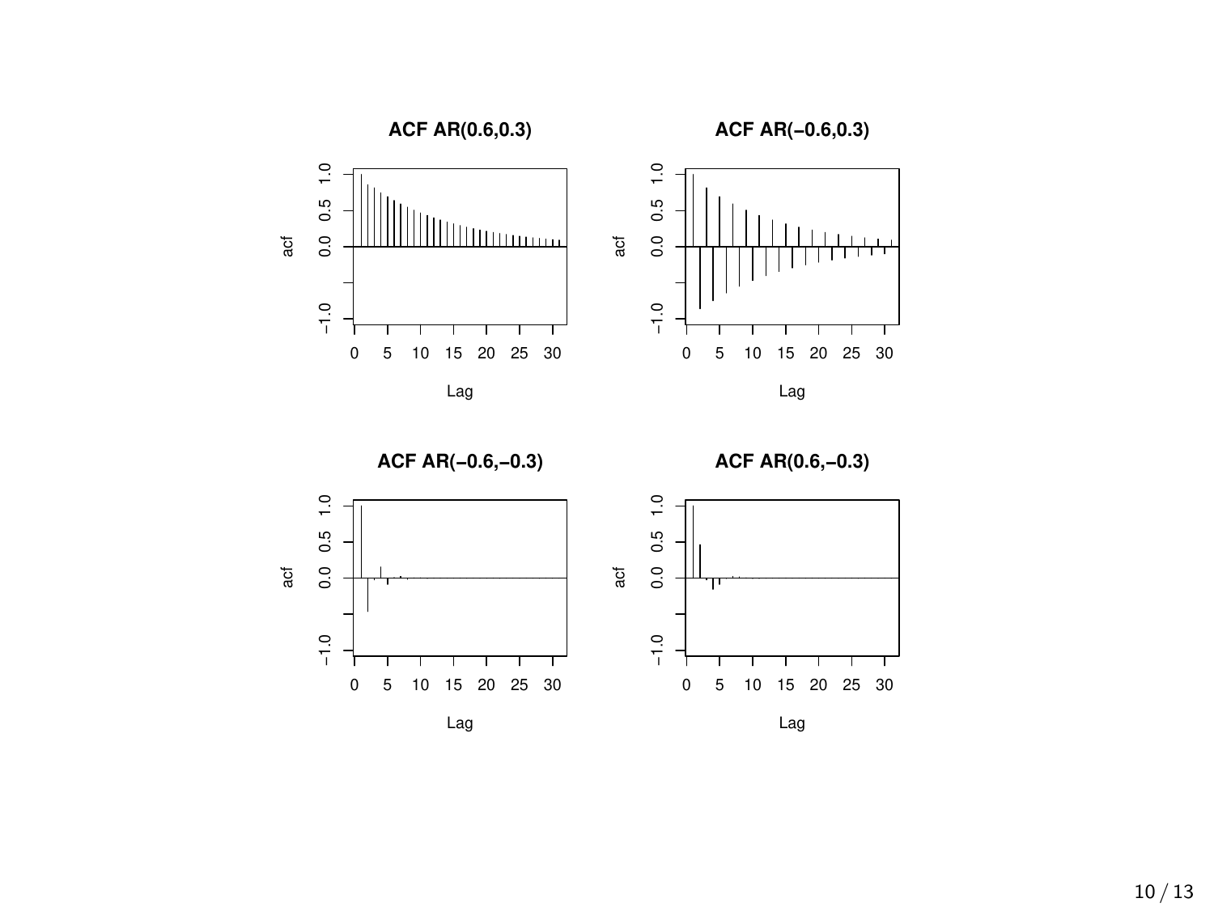**ACF AR(0.6,0.3)**

**ACF AR(−0.6,0.3)**

**ACF AR(−0.6,−0.3)**

**ACF AR(0.6,−0.3)**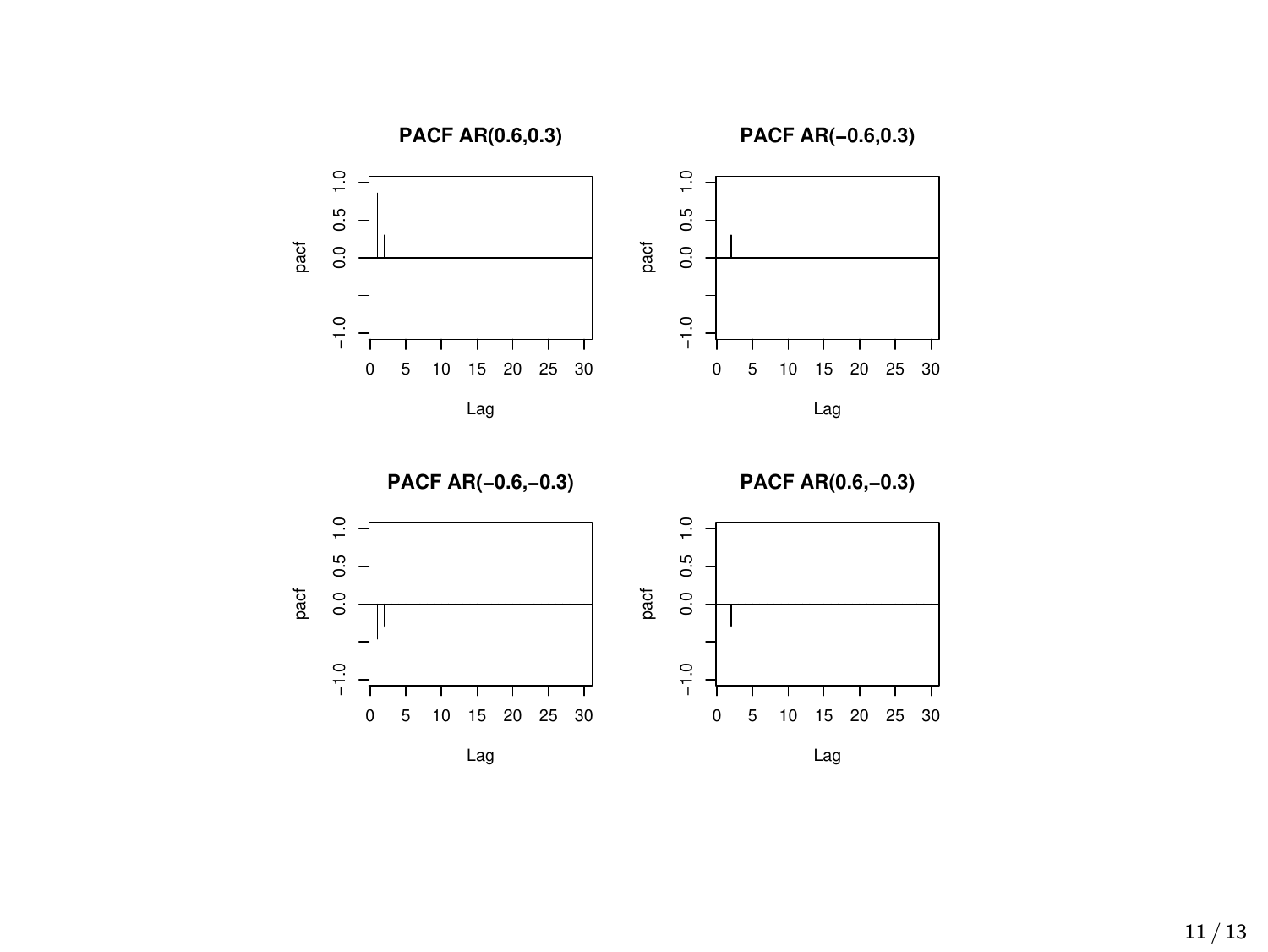**PACF AR(0.6,0.3)**

**PACF AR(−0.6,0.3)**

**PACF AR(−0.6,−0.3)**

**PACF AR(0.6,−0.3)**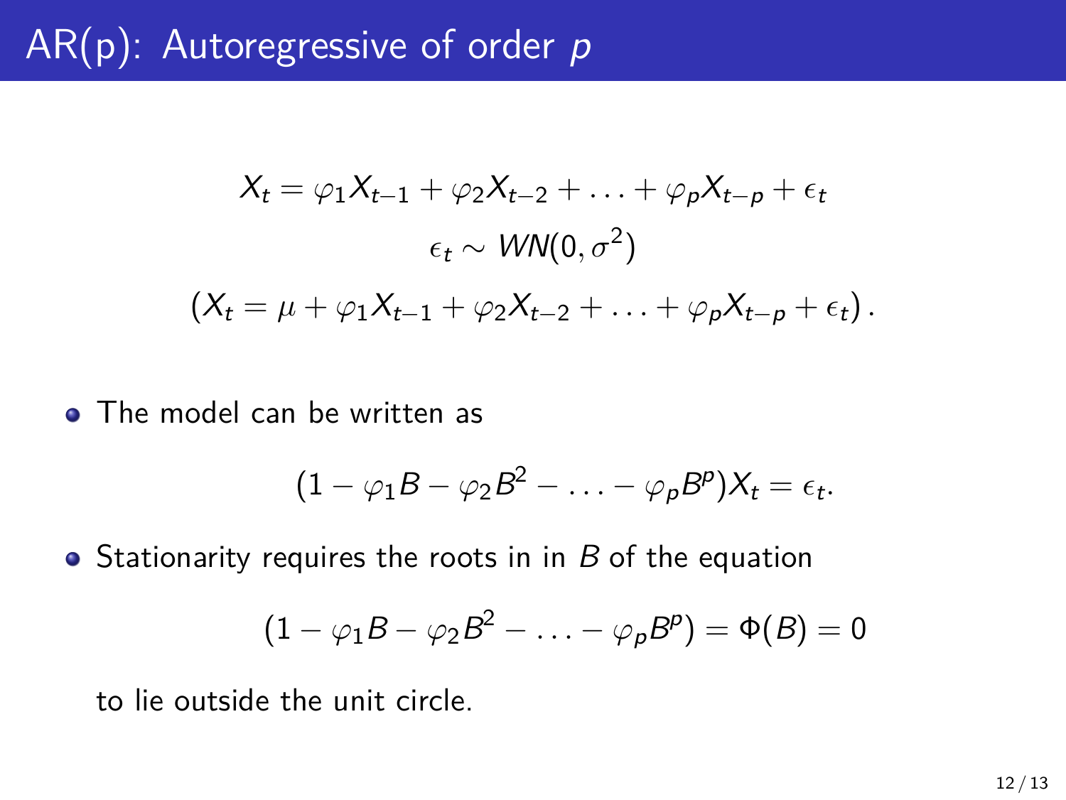# AR(p): Autoregressive of order $p$

$$X_t = \varphi_1 X_{t-1} + \varphi_2 X_{t-2} + \ldots + \varphi_p X_{t-p} + \epsilon_t$$

$$\epsilon_t \sim WN(0, \sigma^2)$$

$$(X_t = \mu + \varphi_1 X_{t-1} + \varphi_2 X_{t-2} + \ldots + \varphi_p X_{t-p} + \epsilon_t)\,.$$

- The model can be written as

$$(1 - \varphi_1 B - \varphi_2 B^2 - \ldots - \varphi_p B^p) X_t = \epsilon_t.$$

- Stationarity requires the roots in in $B$ of the equation

$$(1 - \varphi_1 B - \varphi_2 B^2 - \ldots - \varphi_p B^p) = \Phi(B) = 0$$

  to lie outside the unit circle.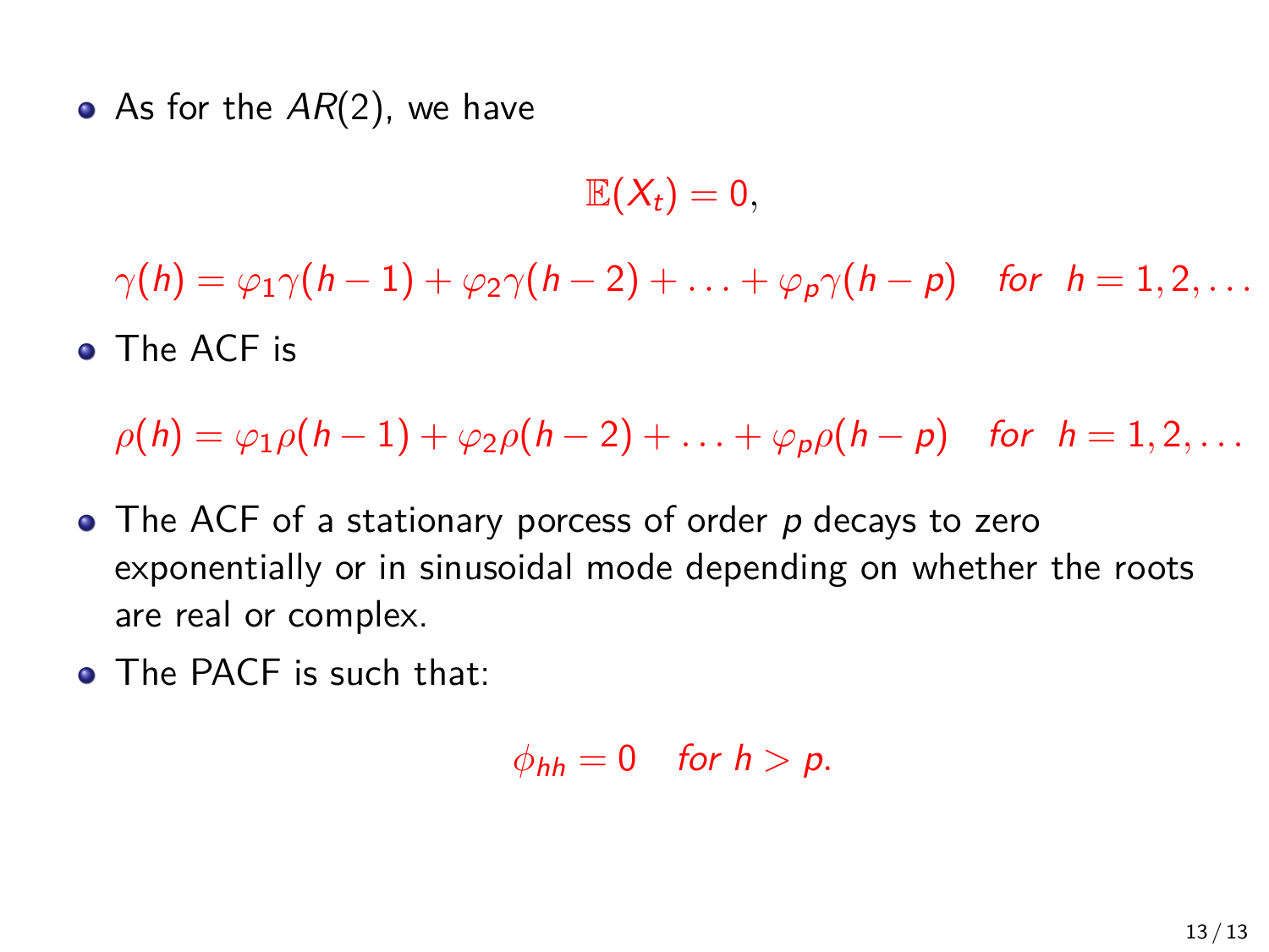- As for the $AR(2)$, we have

$$\mathbb{E}(X_t) = 0,$$

$$\gamma(h) = \varphi_1 \gamma(h-1) + \varphi_2 \gamma(h-2) + \ldots + \varphi_p \gamma(h-p) \quad \text{for} \;\; h = 1, 2, \ldots$$

- The ACF is

$$\rho(h) = \varphi_1 \rho(h-1) + \varphi_2 \rho(h-2) + \ldots + \varphi_p \rho(h-p) \quad \text{for} \;\; h = 1, 2, \ldots$$

- The ACF of a stationary porcess of order $p$ decays to zero exponentially or in sinusoidal mode depending on whether the roots are real or complex.
- The PACF is such that:

$$\phi_{hh} = 0 \quad \text{for } h > p.$$